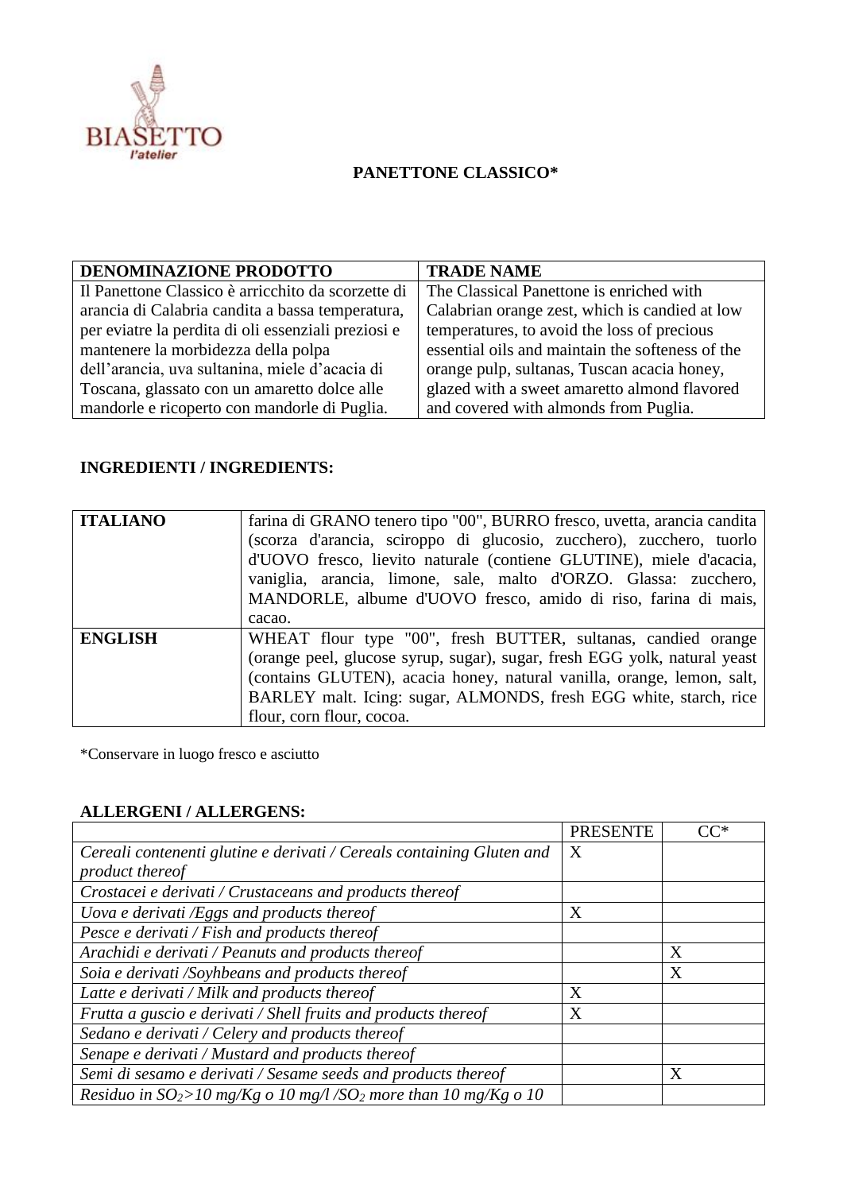BIASETTO l'atelier

## PANETTONE CLASSICO*

| DENOMINAZIONE PRODOTTO | TRADE NAME |
|---|---|
| Il Panettone Classico è arricchito da scorzette di arancia di Calabria candita a bassa temperatura, per eviatre la perdita di oli essenziali preziosi e mantenere la morbidezza della polpa dell'arancia, uva sultanina, miele d'acacia di Toscana, glassato con un amaretto dolce alle mandorle e ricoperto con mandorle di Puglia. | The Classical Panettone is enriched with Calabrian orange zest, which is candied at low temperatures, to avoid the loss of precious essential oils and maintain the softeness of the orange pulp, sultanas, Tuscan acacia honey, glazed with a sweet amaretto almond flavored and covered with almonds from Puglia. |

### INGREDIENTI / INGREDIENTS:

| ITALIANO | farina di GRANO tenero tipo "00", BURRO fresco, uvetta, arancia candita (scorza d'arancia, sciroppo di glucosio, zucchero), zucchero, tuorlo d'UOVO fresco, lievito naturale (contiene GLUTINE), miele d'acacia, vaniglia, arancia, limone, sale, malto d'ORZO. Glassa: zucchero, MANDORLE, albume d'UOVO fresco, amido di riso, farina di mais, cacao. |
|---|---|
| ENGLISH | WHEAT flour type "00", fresh BUTTER, sultanas, candied orange (orange peel, glucose syrup, sugar), sugar, fresh EGG yolk, natural yeast (contains GLUTEN), acacia honey, natural vanilla, orange, lemon, salt, BARLEY malt. Icing: sugar, ALMONDS, fresh EGG white, starch, rice flour, corn flour, cocoa. |

*Conservare in luogo fresco e asciutto

### ALLERGENI / ALLERGENS:

| | PRESENTE | CC* |
|---|---|---|
| *Cereali contenenti glutine e derivati / Cereals containing Gluten and product thereof* | X | |
| *Crostacei e derivati / Crustaceans and products thereof* | | |
| *Uova e derivati /Eggs and products thereof* | X | |
| *Pesce e derivati / Fish and products thereof* | | |
| *Arachidi e derivati / Peanuts and products thereof* | | X |
| *Soia e derivati /Soyhbeans and products thereof* | | X |
| *Latte e derivati / Milk and products thereof* | X | |
| *Frutta a guscio e derivati / Shell fruits and products thereof* | X | |
| *Sedano e derivati / Celery and products thereof* | | |
| *Senape e derivati / Mustard and products thereof* | | |
| *Semi di sesamo e derivati / Sesame seeds and products thereof* | | X |
| *Residuo in $SO_2$>10 mg/Kg o 10 mg/l /$SO_2$ more than 10 mg/Kg o 10* | | |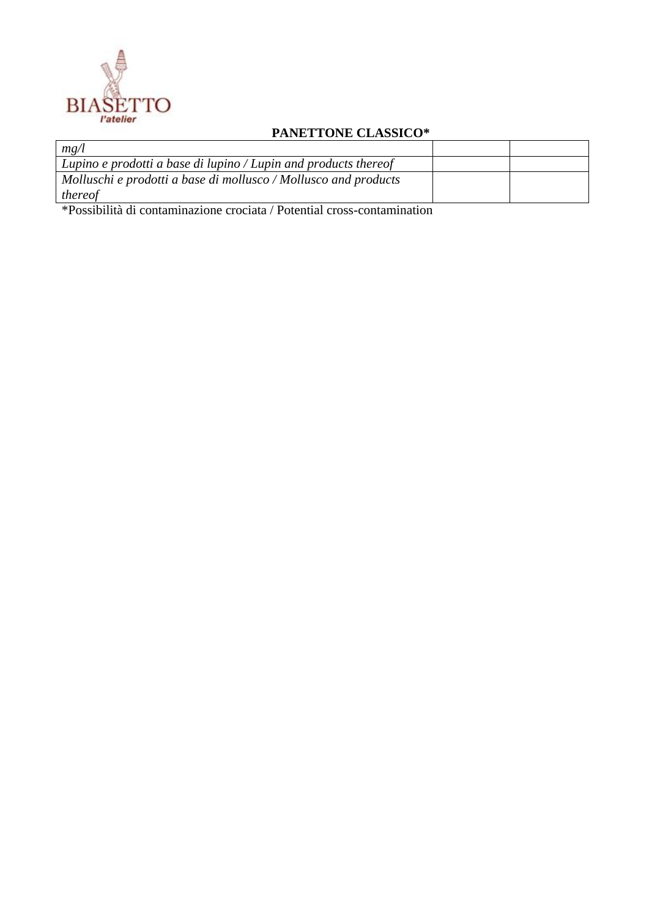BIASETTO
l'atelier

**PANETTONE CLASSICO***

| | | |
|---|---|---|
| *mg/l* | | |
| *Lupino e prodotti a base di lupino / Lupin and products thereof* | | |
| *Molluschi e prodotti a base di mollusco / Mollusco and products thereof* | | |

*Possibilità di contaminazione crociata / Potential cross-contamination